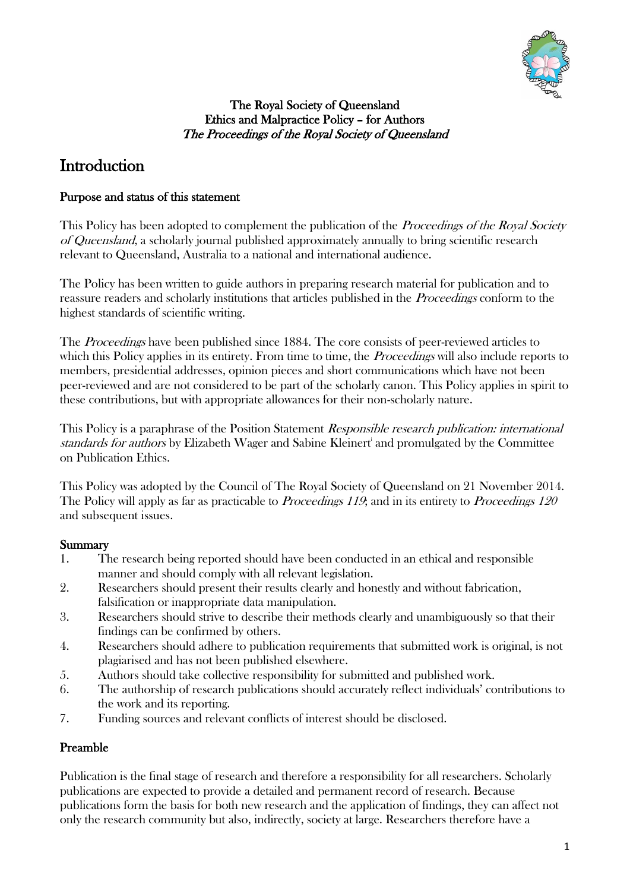**The Royal Society of Queensland**
**Ethics and Malpractice Policy – for Authors**
***The Proceedings of the Royal Society of Queensland***

# Introduction

## Purpose and status of this statement

This Policy has been adopted to complement the publication of the *Proceedings of the Royal Society of Queensland*, a scholarly journal published approximately annually to bring scientific research relevant to Queensland, Australia to a national and international audience.

The Policy has been written to guide authors in preparing research material for publication and to reassure readers and scholarly institutions that articles published in the *Proceedings* conform to the highest standards of scientific writing.

The *Proceedings* have been published since 1884. The core consists of peer-reviewed articles to which this Policy applies in its entirety. From time to time, the *Proceedings* will also include reports to members, presidential addresses, opinion pieces and short communications which have not been peer-reviewed and are not considered to be part of the scholarly canon. This Policy applies in spirit to these contributions, but with appropriate allowances for their non-scholarly nature.

This Policy is a paraphrase of the Position Statement *Responsible research publication: international standards for authors* by Elizabeth Wager and Sabine Kleinert[i] and promulgated by the Committee on Publication Ethics.

This Policy was adopted by the Council of The Royal Society of Queensland on 21 November 2014. The Policy will apply as far as practicable to *Proceedings 119*; and in its entirety to *Proceedings 120* and subsequent issues.

## Summary

1. The research being reported should have been conducted in an ethical and responsible manner and should comply with all relevant legislation.
2. Researchers should present their results clearly and honestly and without fabrication, falsification or inappropriate data manipulation.
3. Researchers should strive to describe their methods clearly and unambiguously so that their findings can be confirmed by others.
4. Researchers should adhere to publication requirements that submitted work is original, is not plagiarised and has not been published elsewhere.
5. Authors should take collective responsibility for submitted and published work.
6. The authorship of research publications should accurately reflect individuals' contributions to the work and its reporting.
7. Funding sources and relevant conflicts of interest should be disclosed.

## Preamble

Publication is the final stage of research and therefore a responsibility for all researchers. Scholarly publications are expected to provide a detailed and permanent record of research. Because publications form the basis for both new research and the application of findings, they can affect not only the research community but also, indirectly, society at large. Researchers therefore have a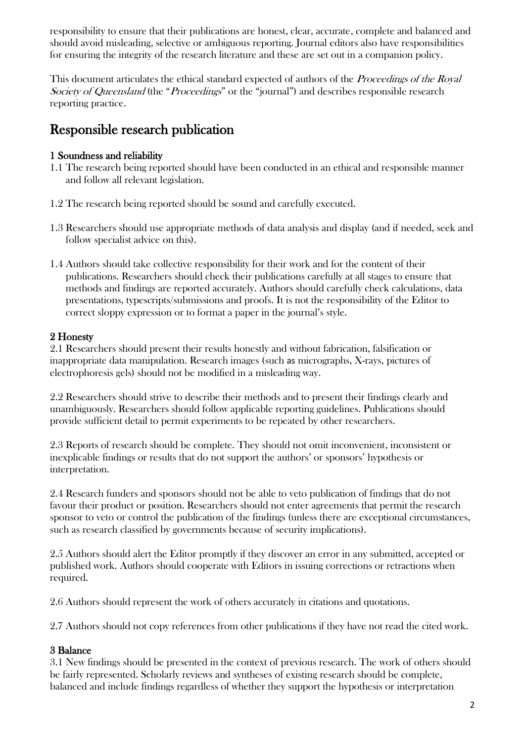responsibility to ensure that their publications are honest, clear, accurate, complete and balanced and should avoid misleading, selective or ambiguous reporting. Journal editors also have responsibilities for ensuring the integrity of the research literature and these are set out in a companion policy.

This document articulates the ethical standard expected of authors of the *Proceedings of the Royal Society of Queensland* (the "*Proceedings*" or the "journal") and describes responsible research reporting practice.

## Responsible research publication

### 1 Soundness and reliability

1.1 The research being reported should have been conducted in an ethical and responsible manner and follow all relevant legislation.

1.2 The research being reported should be sound and carefully executed.

1.3 Researchers should use appropriate methods of data analysis and display (and if needed, seek and follow specialist advice on this).

1.4 Authors should take collective responsibility for their work and for the content of their publications. Researchers should check their publications carefully at all stages to ensure that methods and findings are reported accurately. Authors should carefully check calculations, data presentations, typescripts/submissions and proofs. It is not the responsibility of the Editor to correct sloppy expression or to format a paper in the journal's style.

### 2 Honesty

2.1 Researchers should present their results honestly and without fabrication, falsification or inappropriate data manipulation. Research images (such as micrographs, X-rays, pictures of electrophoresis gels) should not be modified in a misleading way.

2.2 Researchers should strive to describe their methods and to present their findings clearly and unambiguously. Researchers should follow applicable reporting guidelines. Publications should provide sufficient detail to permit experiments to be repeated by other researchers.

2.3 Reports of research should be complete. They should not omit inconvenient, inconsistent or inexplicable findings or results that do not support the authors' or sponsors' hypothesis or interpretation.

2.4 Research funders and sponsors should not be able to veto publication of findings that do not favour their product or position. Researchers should not enter agreements that permit the research sponsor to veto or control the publication of the findings (unless there are exceptional circumstances, such as research classified by governments because of security implications).

2.5 Authors should alert the Editor promptly if they discover an error in any submitted, accepted or published work. Authors should cooperate with Editors in issuing corrections or retractions when required.

2.6 Authors should represent the work of others accurately in citations and quotations.

2.7 Authors should not copy references from other publications if they have not read the cited work.

### 3 Balance

3.1 New findings should be presented in the context of previous research. The work of others should be fairly represented. Scholarly reviews and syntheses of existing research should be complete, balanced and include findings regardless of whether they support the hypothesis or interpretation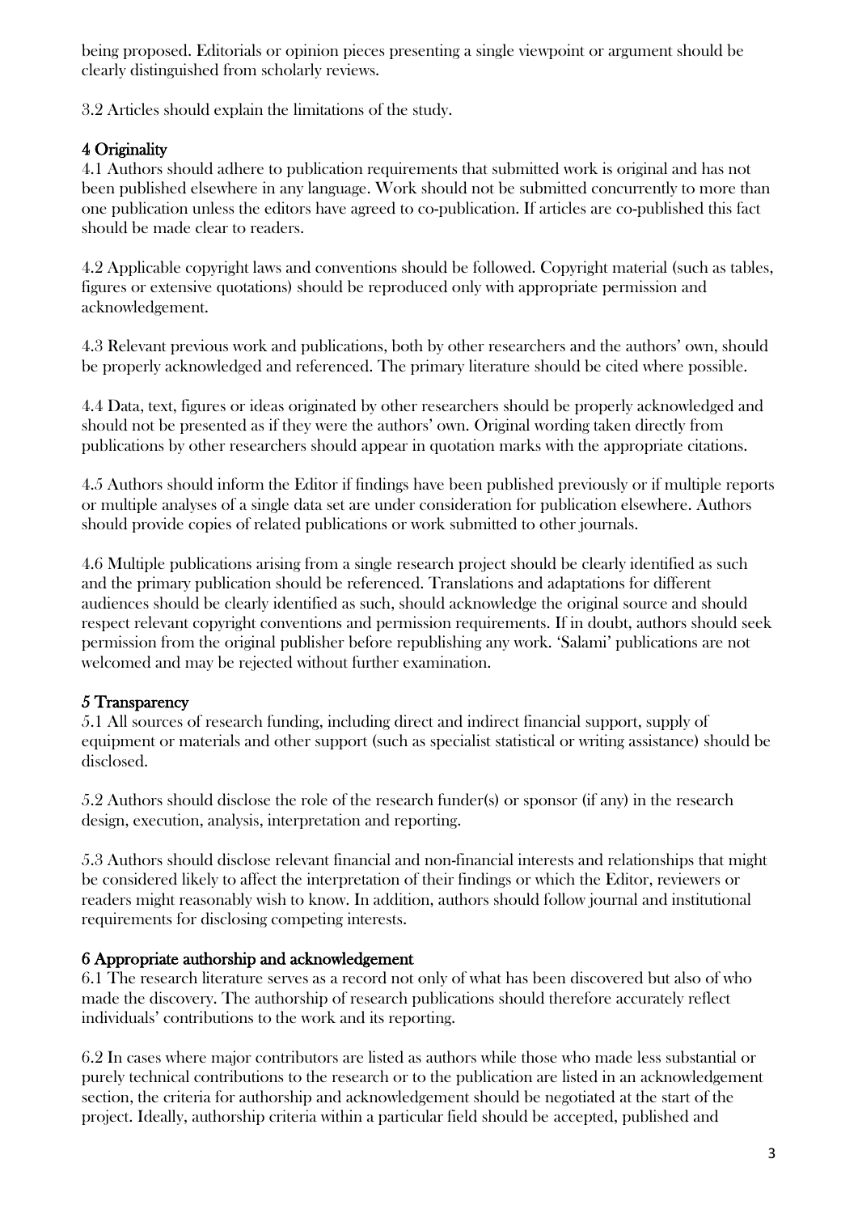being proposed. Editorials or opinion pieces presenting a single viewpoint or argument should be clearly distinguished from scholarly reviews.

3.2 Articles should explain the limitations of the study.

## 4 Originality

4.1 Authors should adhere to publication requirements that submitted work is original and has not been published elsewhere in any language. Work should not be submitted concurrently to more than one publication unless the editors have agreed to co-publication. If articles are co-published this fact should be made clear to readers.

4.2 Applicable copyright laws and conventions should be followed. Copyright material (such as tables, figures or extensive quotations) should be reproduced only with appropriate permission and acknowledgement.

4.3 Relevant previous work and publications, both by other researchers and the authors' own, should be properly acknowledged and referenced. The primary literature should be cited where possible.

4.4 Data, text, figures or ideas originated by other researchers should be properly acknowledged and should not be presented as if they were the authors' own. Original wording taken directly from publications by other researchers should appear in quotation marks with the appropriate citations.

4.5 Authors should inform the Editor if findings have been published previously or if multiple reports or multiple analyses of a single data set are under consideration for publication elsewhere. Authors should provide copies of related publications or work submitted to other journals.

4.6 Multiple publications arising from a single research project should be clearly identified as such and the primary publication should be referenced. Translations and adaptations for different audiences should be clearly identified as such, should acknowledge the original source and should respect relevant copyright conventions and permission requirements. If in doubt, authors should seek permission from the original publisher before republishing any work. 'Salami' publications are not welcomed and may be rejected without further examination.

## 5 Transparency

5.1 All sources of research funding, including direct and indirect financial support, supply of equipment or materials and other support (such as specialist statistical or writing assistance) should be disclosed.

5.2 Authors should disclose the role of the research funder(s) or sponsor (if any) in the research design, execution, analysis, interpretation and reporting.

5.3 Authors should disclose relevant financial and non-financial interests and relationships that might be considered likely to affect the interpretation of their findings or which the Editor, reviewers or readers might reasonably wish to know. In addition, authors should follow journal and institutional requirements for disclosing competing interests.

## 6 Appropriate authorship and acknowledgement

6.1 The research literature serves as a record not only of what has been discovered but also of who made the discovery. The authorship of research publications should therefore accurately reflect individuals' contributions to the work and its reporting.

6.2 In cases where major contributors are listed as authors while those who made less substantial or purely technical contributions to the research or to the publication are listed in an acknowledgement section, the criteria for authorship and acknowledgement should be negotiated at the start of the project. Ideally, authorship criteria within a particular field should be accepted, published and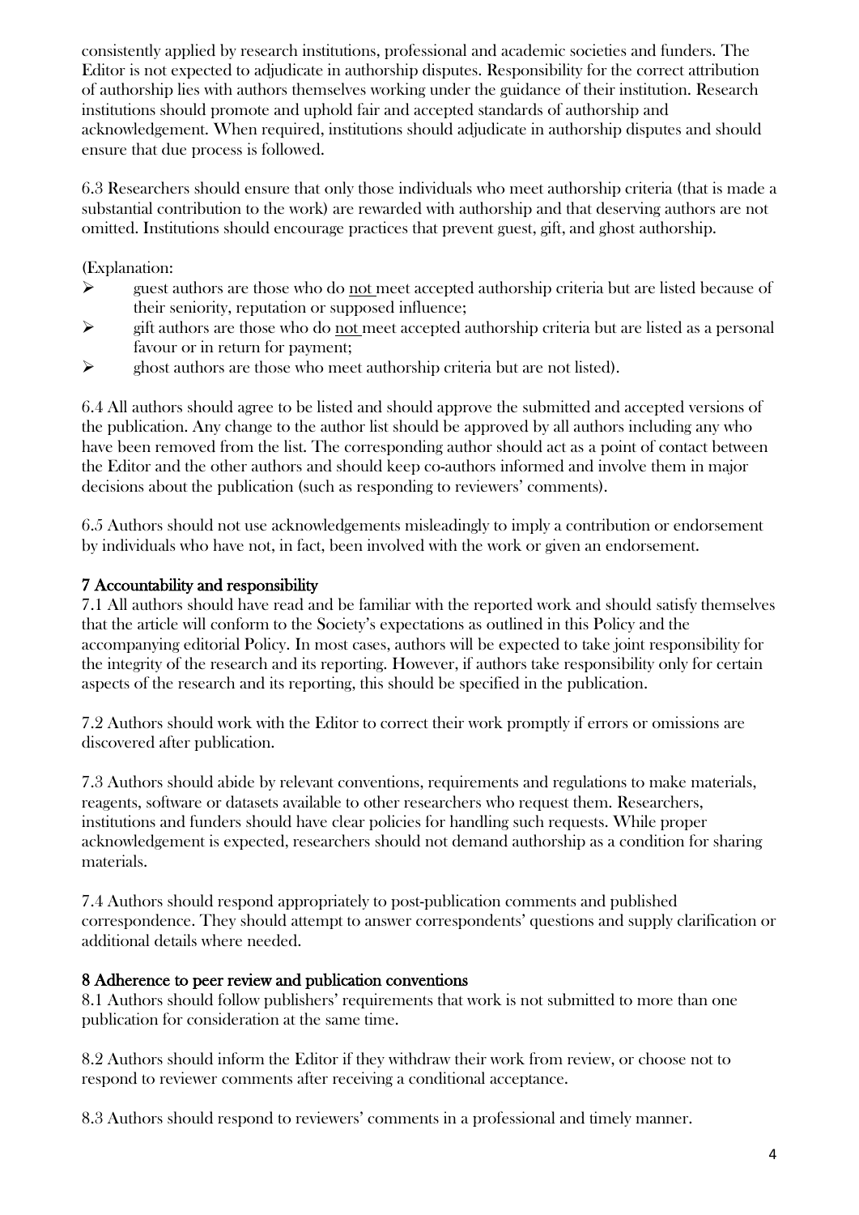consistently applied by research institutions, professional and academic societies and funders. The Editor is not expected to adjudicate in authorship disputes. Responsibility for the correct attribution of authorship lies with authors themselves working under the guidance of their institution. Research institutions should promote and uphold fair and accepted standards of authorship and acknowledgement. When required, institutions should adjudicate in authorship disputes and should ensure that due process is followed.

6.3 Researchers should ensure that only those individuals who meet authorship criteria (that is made a substantial contribution to the work) are rewarded with authorship and that deserving authors are not omitted. Institutions should encourage practices that prevent guest, gift, and ghost authorship.

(Explanation:

- guest authors are those who do not meet accepted authorship criteria but are listed because of their seniority, reputation or supposed influence;
- gift authors are those who do not meet accepted authorship criteria but are listed as a personal favour or in return for payment;
- ghost authors are those who meet authorship criteria but are not listed).

6.4 All authors should agree to be listed and should approve the submitted and accepted versions of the publication. Any change to the author list should be approved by all authors including any who have been removed from the list. The corresponding author should act as a point of contact between the Editor and the other authors and should keep co-authors informed and involve them in major decisions about the publication (such as responding to reviewers' comments).

6.5 Authors should not use acknowledgements misleadingly to imply a contribution or endorsement by individuals who have not, in fact, been involved with the work or given an endorsement.

## 7 Accountability and responsibility

7.1 All authors should have read and be familiar with the reported work and should satisfy themselves that the article will conform to the Society's expectations as outlined in this Policy and the accompanying editorial Policy. In most cases, authors will be expected to take joint responsibility for the integrity of the research and its reporting. However, if authors take responsibility only for certain aspects of the research and its reporting, this should be specified in the publication.

7.2 Authors should work with the Editor to correct their work promptly if errors or omissions are discovered after publication.

7.3 Authors should abide by relevant conventions, requirements and regulations to make materials, reagents, software or datasets available to other researchers who request them. Researchers, institutions and funders should have clear policies for handling such requests. While proper acknowledgement is expected, researchers should not demand authorship as a condition for sharing materials.

7.4 Authors should respond appropriately to post-publication comments and published correspondence. They should attempt to answer correspondents' questions and supply clarification or additional details where needed.

## 8 Adherence to peer review and publication conventions

8.1 Authors should follow publishers' requirements that work is not submitted to more than one publication for consideration at the same time.

8.2 Authors should inform the Editor if they withdraw their work from review, or choose not to respond to reviewer comments after receiving a conditional acceptance.

8.3 Authors should respond to reviewers' comments in a professional and timely manner.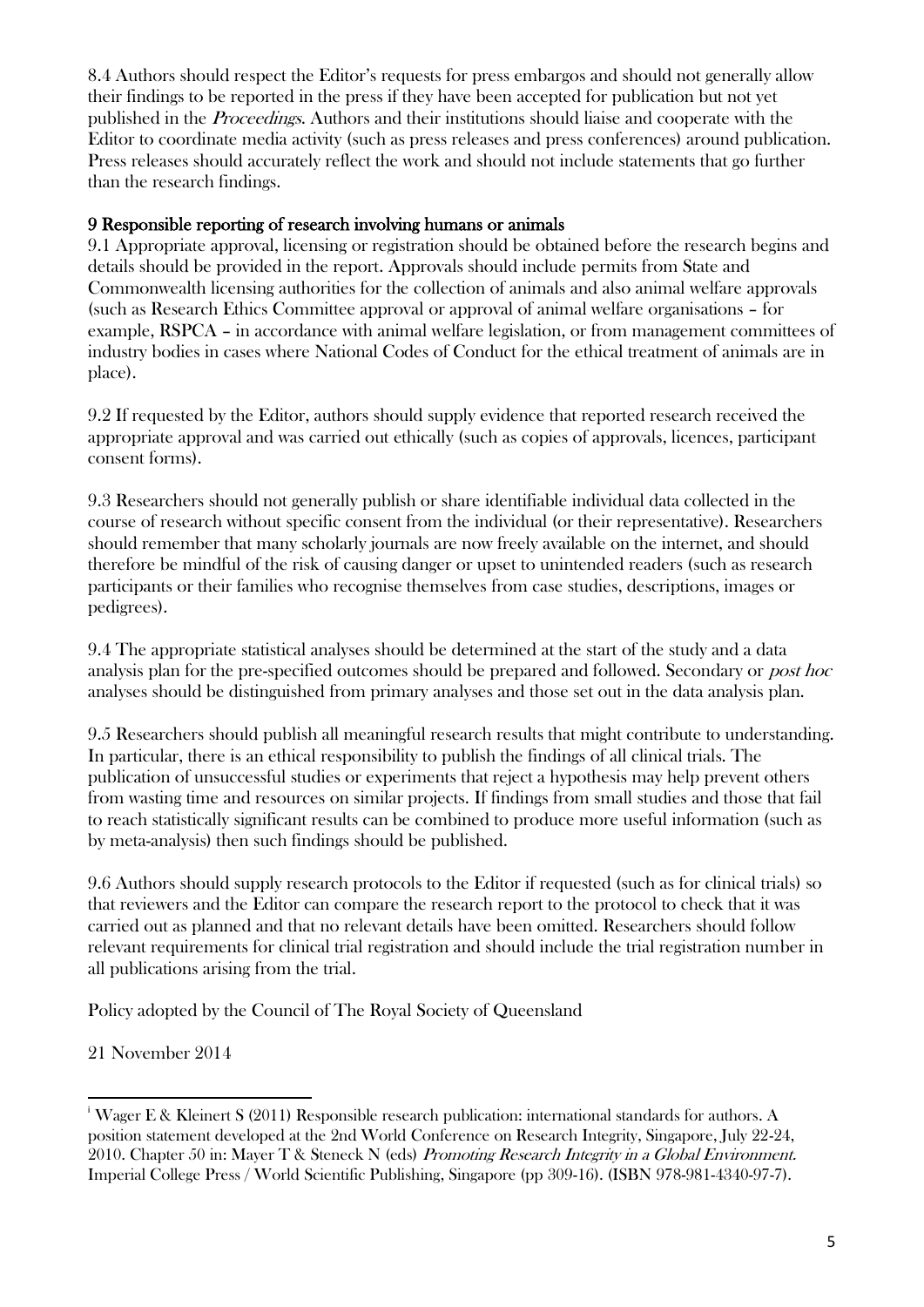8.4 Authors should respect the Editor's requests for press embargos and should not generally allow their findings to be reported in the press if they have been accepted for publication but not yet published in the *Proceedings*. Authors and their institutions should liaise and cooperate with the Editor to coordinate media activity (such as press releases and press conferences) around publication. Press releases should accurately reflect the work and should not include statements that go further than the research findings.

## 9 Responsible reporting of research involving humans or animals

9.1 Appropriate approval, licensing or registration should be obtained before the research begins and details should be provided in the report. Approvals should include permits from State and Commonwealth licensing authorities for the collection of animals and also animal welfare approvals (such as Research Ethics Committee approval or approval of animal welfare organisations – for example, RSPCA – in accordance with animal welfare legislation, or from management committees of industry bodies in cases where National Codes of Conduct for the ethical treatment of animals are in place).

9.2 If requested by the Editor, authors should supply evidence that reported research received the appropriate approval and was carried out ethically (such as copies of approvals, licences, participant consent forms).

9.3 Researchers should not generally publish or share identifiable individual data collected in the course of research without specific consent from the individual (or their representative). Researchers should remember that many scholarly journals are now freely available on the internet, and should therefore be mindful of the risk of causing danger or upset to unintended readers (such as research participants or their families who recognise themselves from case studies, descriptions, images or pedigrees).

9.4 The appropriate statistical analyses should be determined at the start of the study and a data analysis plan for the pre-specified outcomes should be prepared and followed. Secondary or *post hoc* analyses should be distinguished from primary analyses and those set out in the data analysis plan.

9.5 Researchers should publish all meaningful research results that might contribute to understanding. In particular, there is an ethical responsibility to publish the findings of all clinical trials. The publication of unsuccessful studies or experiments that reject a hypothesis may help prevent others from wasting time and resources on similar projects. If findings from small studies and those that fail to reach statistically significant results can be combined to produce more useful information (such as by meta-analysis) then such findings should be published.

9.6 Authors should supply research protocols to the Editor if requested (such as for clinical trials) so that reviewers and the Editor can compare the research report to the protocol to check that it was carried out as planned and that no relevant details have been omitted. Researchers should follow relevant requirements for clinical trial registration and should include the trial registration number in all publications arising from the trial.

Policy adopted by the Council of The Royal Society of Queensland

21 November 2014

---

[i] Wager E & Kleinert S (2011) Responsible research publication: international standards for authors. A position statement developed at the 2nd World Conference on Research Integrity, Singapore, July 22-24, 2010. Chapter 50 in: Mayer T & Steneck N (eds) *Promoting Research Integrity in a Global Environment.* Imperial College Press / World Scientific Publishing, Singapore (pp 309-16). (ISBN 978-981-4340-97-7).